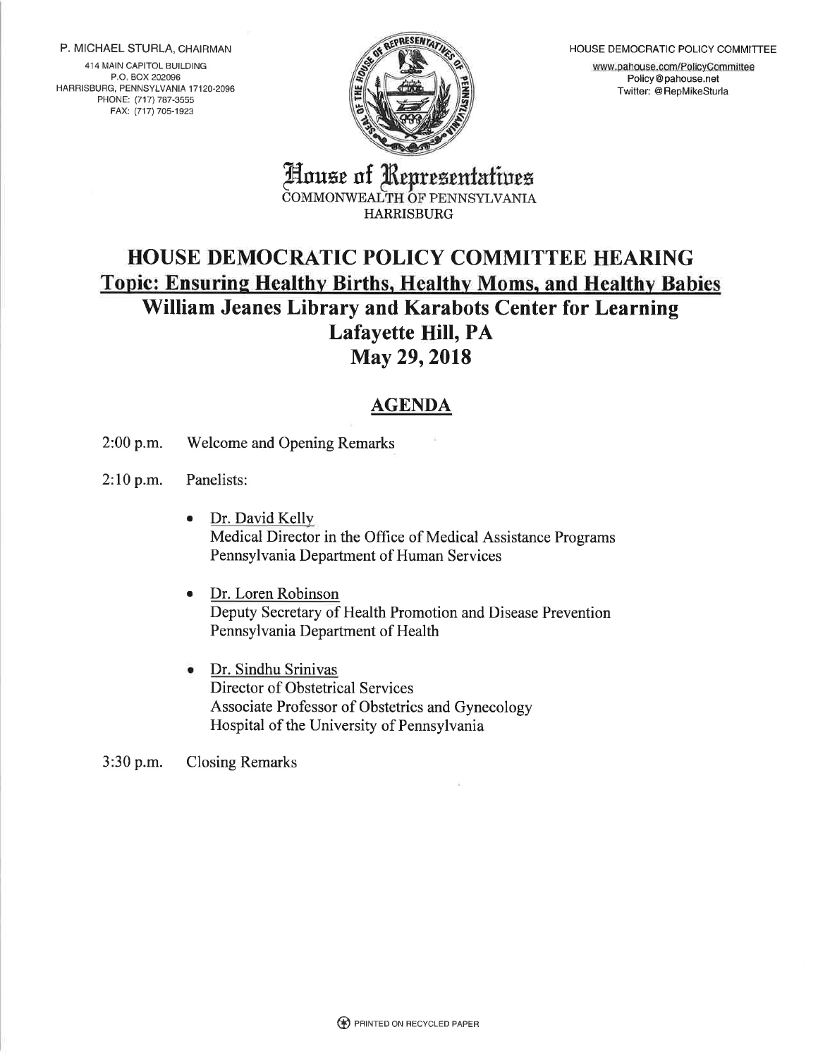P. MICHAEL STURLA, CHAIRMAN

414 MAIN CAPITOL BUILDING
P.O. BOX 202096
HARRISBURG, PENNSYLVANIA 17120-2096
PHONE: (717) 787-3555
FAX: (717) 705-1923

HOUSE DEMOCRATIC POLICY COMMITTEE

www.pahouse.com/PolicyCommittee
Policy@pahouse.net
Twitter: @RepMikeSturla

House of Representatives
COMMONWEALTH OF PENNSYLVANIA
HARRISBURG

# HOUSE DEMOCRATIC POLICY COMMITTEE HEARING

## Topic: Ensuring Healthy Births, Healthy Moms, and Healthy Babies

## William Jeanes Library and Karabots Center for Learning
## Lafayette Hill, PA
## May 29, 2018

## AGENDA

2:00 p.m. Welcome and Opening Remarks

2:10 p.m. Panelists:

- Dr. David Kelly
  Medical Director in the Office of Medical Assistance Programs
  Pennsylvania Department of Human Services

- Dr. Loren Robinson
  Deputy Secretary of Health Promotion and Disease Prevention
  Pennsylvania Department of Health

- Dr. Sindhu Srinivas
  Director of Obstetrical Services
  Associate Professor of Obstetrics and Gynecology
  Hospital of the University of Pennsylvania

3:30 p.m. Closing Remarks

PRINTED ON RECYCLED PAPER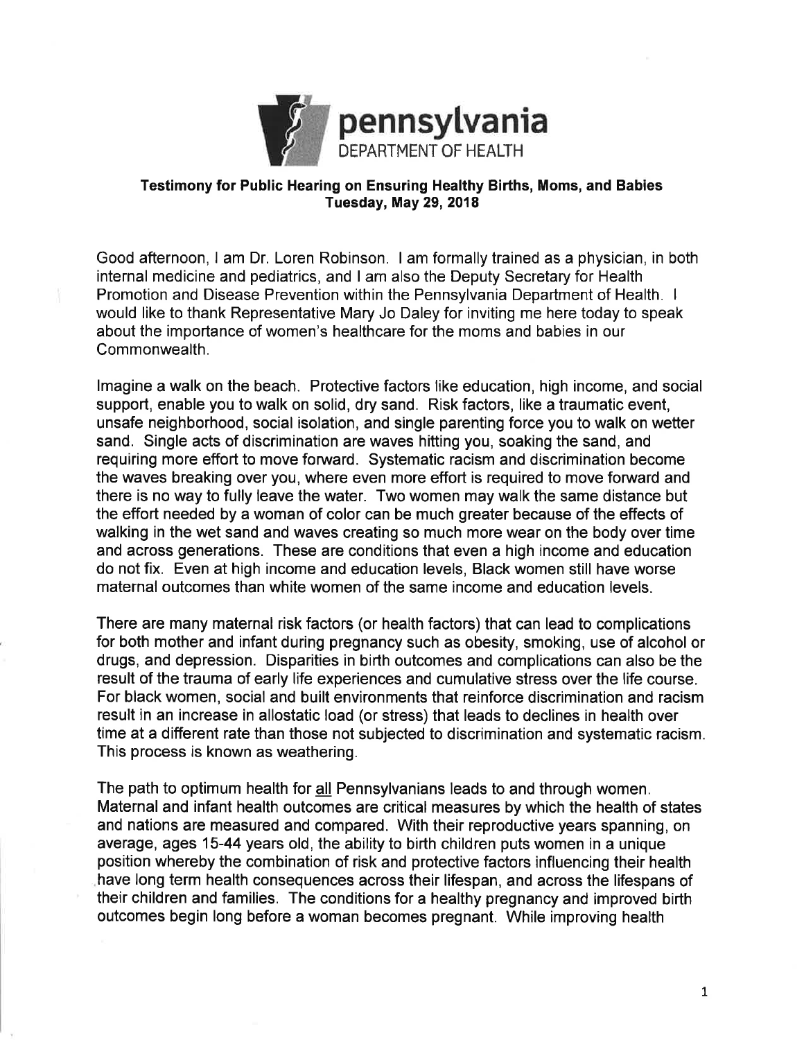**pennsylvania**
DEPARTMENT OF HEALTH

**Testimony for Public Hearing on Ensuring Healthy Births, Moms, and Babies**
**Tuesday, May 29, 2018**

Good afternoon, I am Dr. Loren Robinson. I am formally trained as a physician, in both internal medicine and pediatrics, and I am also the Deputy Secretary for Health Promotion and Disease Prevention within the Pennsylvania Department of Health. I would like to thank Representative Mary Jo Daley for inviting me here today to speak about the importance of women's healthcare for the moms and babies in our Commonwealth.

Imagine a walk on the beach. Protective factors like education, high income, and social support, enable you to walk on solid, dry sand. Risk factors, like a traumatic event, unsafe neighborhood, social isolation, and single parenting force you to walk on wetter sand. Single acts of discrimination are waves hitting you, soaking the sand, and requiring more effort to move forward. Systematic racism and discrimination become the waves breaking over you, where even more effort is required to move forward and there is no way to fully leave the water. Two women may walk the same distance but the effort needed by a woman of color can be much greater because of the effects of walking in the wet sand and waves creating so much more wear on the body over time and across generations. These are conditions that even a high income and education do not fix. Even at high income and education levels, Black women still have worse maternal outcomes than white women of the same income and education levels.

There are many maternal risk factors (or health factors) that can lead to complications for both mother and infant during pregnancy such as obesity, smoking, use of alcohol or drugs, and depression. Disparities in birth outcomes and complications can also be the result of the trauma of early life experiences and cumulative stress over the life course. For black women, social and built environments that reinforce discrimination and racism result in an increase in allostatic load (or stress) that leads to declines in health over time at a different rate than those not subjected to discrimination and systematic racism. This process is known as weathering.

The path to optimum health for <u>all</u> Pennsylvanians leads to and through women. Maternal and infant health outcomes are critical measures by which the health of states and nations are measured and compared. With their reproductive years spanning, on average, ages 15-44 years old, the ability to birth children puts women in a unique position whereby the combination of risk and protective factors influencing their health have long term health consequences across their lifespan, and across the lifespans of their children and families. The conditions for a healthy pregnancy and improved birth outcomes begin long before a woman becomes pregnant. While improving health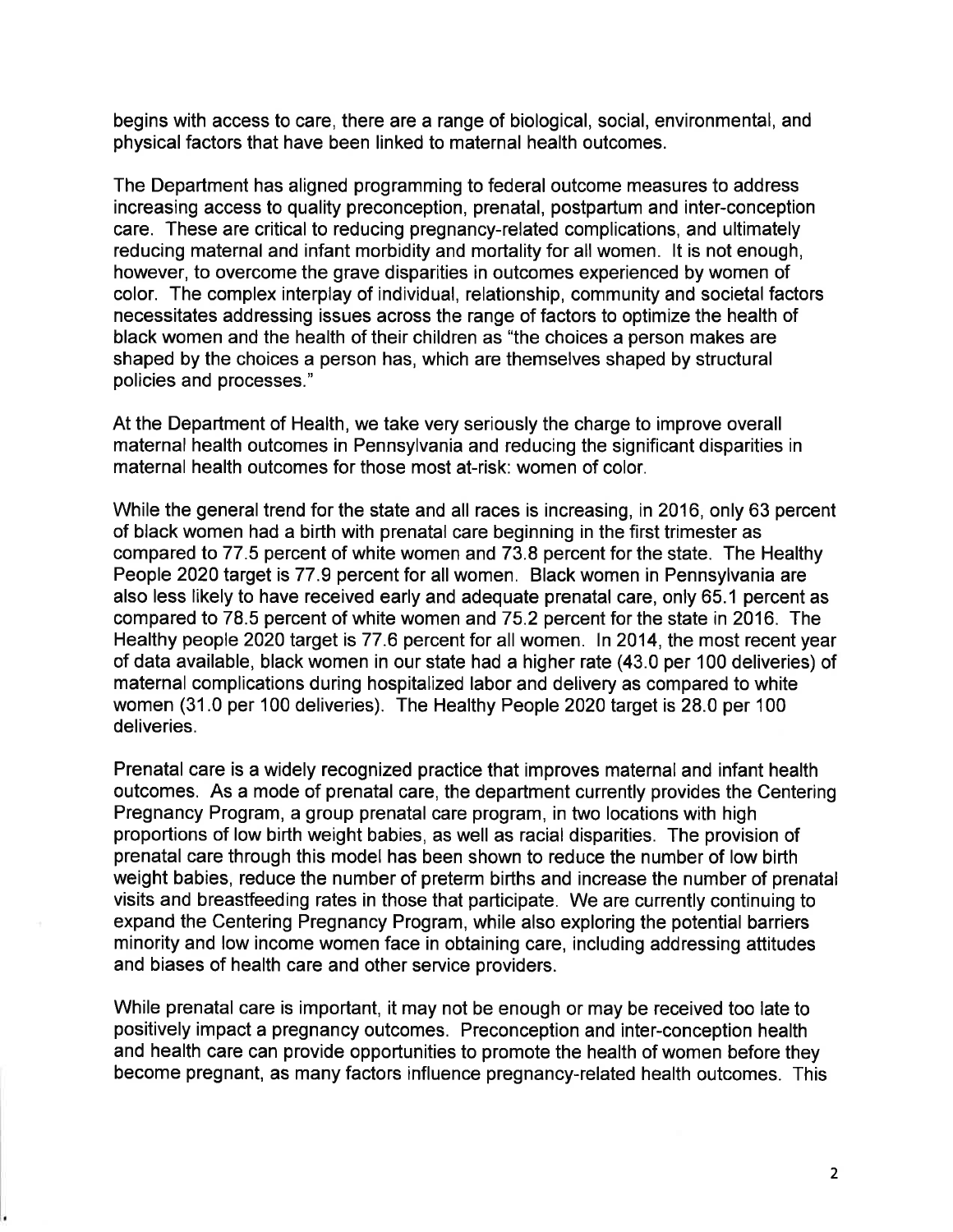begins with access to care, there are a range of biological, social, environmental, and physical factors that have been linked to maternal health outcomes.

The Department has aligned programming to federal outcome measures to address increasing access to quality preconception, prenatal, postpartum and inter-conception care. These are critical to reducing pregnancy-related complications, and ultimately reducing maternal and infant morbidity and mortality for all women. It is not enough, however, to overcome the grave disparities in outcomes experienced by women of color. The complex interplay of individual, relationship, community and societal factors necessitates addressing issues across the range of factors to optimize the health of black women and the health of their children as "the choices a person makes are shaped by the choices a person has, which are themselves shaped by structural policies and processes."

At the Department of Health, we take very seriously the charge to improve overall maternal health outcomes in Pennsylvania and reducing the significant disparities in maternal health outcomes for those most at-risk: women of color.

While the general trend for the state and all races is increasing, in 2016, only 63 percent of black women had a birth with prenatal care beginning in the first trimester as compared to 77.5 percent of white women and 73.8 percent for the state. The Healthy People 2020 target is 77.9 percent for all women. Black women in Pennsylvania are also less likely to have received early and adequate prenatal care, only 65.1 percent as compared to 78.5 percent of white women and 75.2 percent for the state in 2016. The Healthy people 2020 target is 77.6 percent for all women. In 2014, the most recent year of data available, black women in our state had a higher rate (43.0 per 100 deliveries) of maternal complications during hospitalized labor and delivery as compared to white women (31.0 per 100 deliveries). The Healthy People 2020 target is 28.0 per 100 deliveries.

Prenatal care is a widely recognized practice that improves maternal and infant health outcomes. As a mode of prenatal care, the department currently provides the Centering Pregnancy Program, a group prenatal care program, in two locations with high proportions of low birth weight babies, as well as racial disparities. The provision of prenatal care through this model has been shown to reduce the number of low birth weight babies, reduce the number of preterm births and increase the number of prenatal visits and breastfeeding rates in those that participate. We are currently continuing to expand the Centering Pregnancy Program, while also exploring the potential barriers minority and low income women face in obtaining care, including addressing attitudes and biases of health care and other service providers.

While prenatal care is important, it may not be enough or may be received too late to positively impact a pregnancy outcomes. Preconception and inter-conception health and health care can provide opportunities to promote the health of women before they become pregnant, as many factors influence pregnancy-related health outcomes. This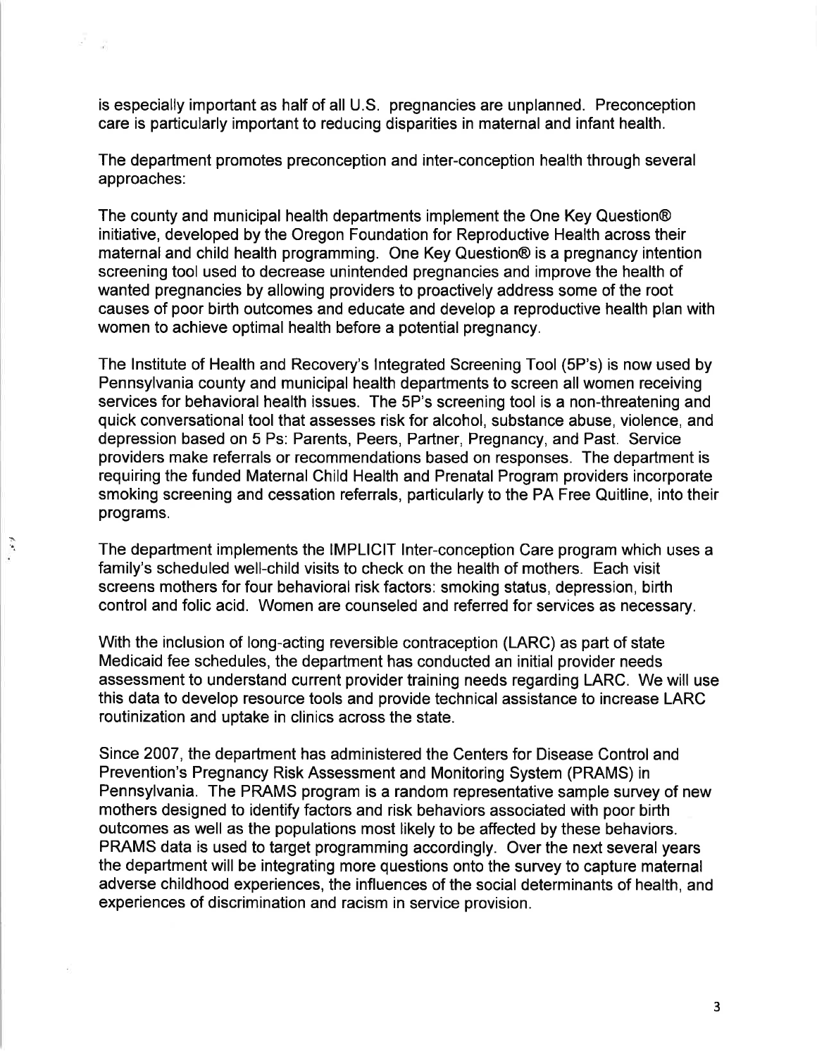is especially important as half of all U.S. pregnancies are unplanned. Preconception care is particularly important to reducing disparities in maternal and infant health.

The department promotes preconception and inter-conception health through several approaches:

The county and municipal health departments implement the One Key Question® initiative, developed by the Oregon Foundation for Reproductive Health across their maternal and child health programming. One Key Question® is a pregnancy intention screening tool used to decrease unintended pregnancies and improve the health of wanted pregnancies by allowing providers to proactively address some of the root causes of poor birth outcomes and educate and develop a reproductive health plan with women to achieve optimal health before a potential pregnancy.

The Institute of Health and Recovery's Integrated Screening Tool (5P's) is now used by Pennsylvania county and municipal health departments to screen all women receiving services for behavioral health issues. The 5P's screening tool is a non-threatening and quick conversational tool that assesses risk for alcohol, substance abuse, violence, and depression based on 5 Ps: Parents, Peers, Partner, Pregnancy, and Past. Service providers make referrals or recommendations based on responses. The department is requiring the funded Maternal Child Health and Prenatal Program providers incorporate smoking screening and cessation referrals, particularly to the PA Free Quitline, into their programs.

The department implements the IMPLICIT Inter-conception Care program which uses a family's scheduled well-child visits to check on the health of mothers. Each visit screens mothers for four behavioral risk factors: smoking status, depression, birth control and folic acid. Women are counseled and referred for services as necessary.

With the inclusion of long-acting reversible contraception (LARC) as part of state Medicaid fee schedules, the department has conducted an initial provider needs assessment to understand current provider training needs regarding LARC. We will use this data to develop resource tools and provide technical assistance to increase LARC routinization and uptake in clinics across the state.

Since 2007, the department has administered the Centers for Disease Control and Prevention's Pregnancy Risk Assessment and Monitoring System (PRAMS) in Pennsylvania. The PRAMS program is a random representative sample survey of new mothers designed to identify factors and risk behaviors associated with poor birth outcomes as well as the populations most likely to be affected by these behaviors. PRAMS data is used to target programming accordingly. Over the next several years the department will be integrating more questions onto the survey to capture maternal adverse childhood experiences, the influences of the social determinants of health, and experiences of discrimination and racism in service provision.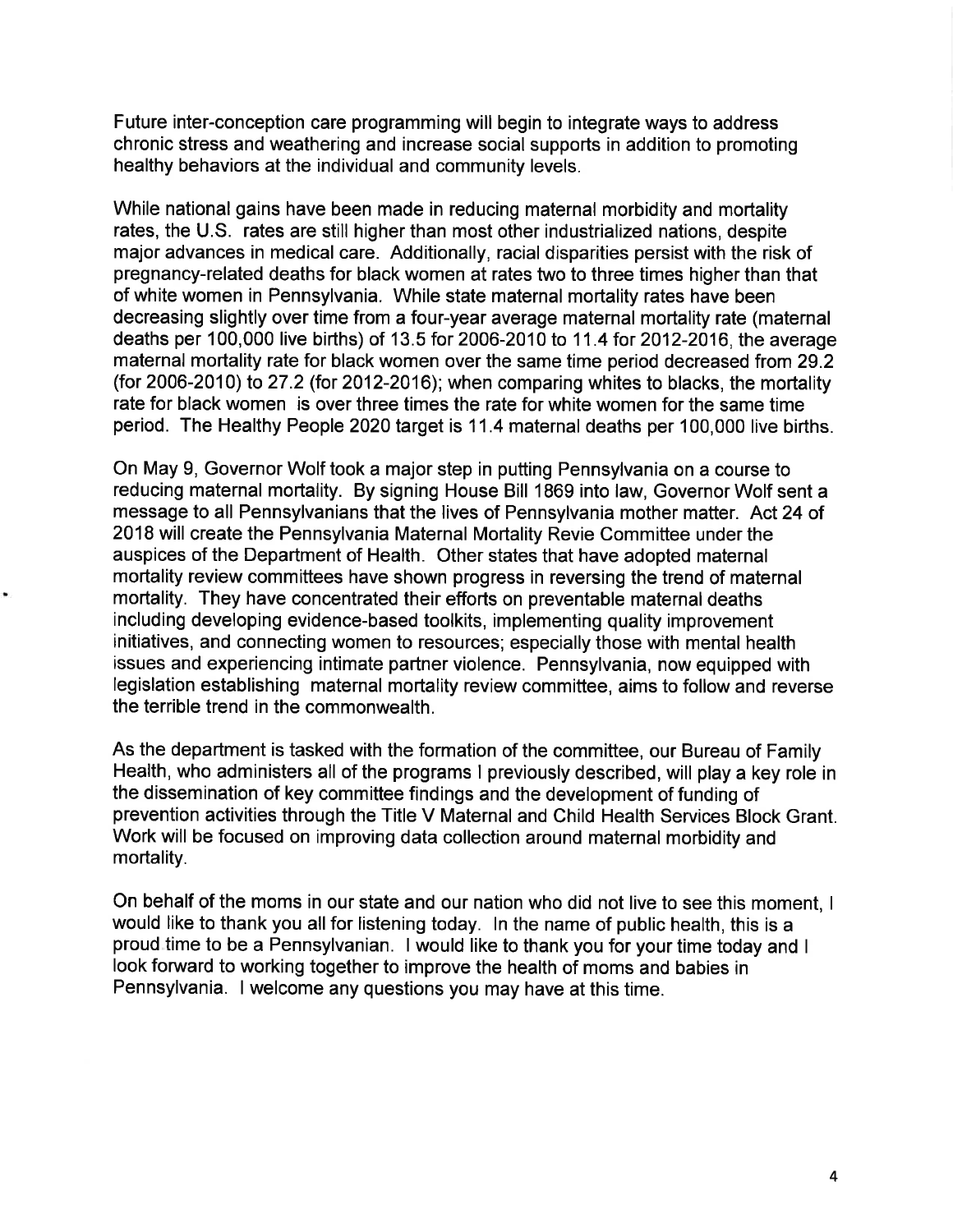Future inter-conception care programming will begin to integrate ways to address chronic stress and weathering and increase social supports in addition to promoting healthy behaviors at the individual and community levels.

While national gains have been made in reducing maternal morbidity and mortality rates, the U.S. rates are still higher than most other industrialized nations, despite major advances in medical care. Additionally, racial disparities persist with the risk of pregnancy-related deaths for black women at rates two to three times higher than that of white women in Pennsylvania. While state maternal mortality rates have been decreasing slightly over time from a four-year average maternal mortality rate (maternal deaths per 100,000 live births) of 13.5 for 2006-2010 to 11.4 for 2012-2016, the average maternal mortality rate for black women over the same time period decreased from 29.2 (for 2006-2010) to 27.2 (for 2012-2016); when comparing whites to blacks, the mortality rate for black women is over three times the rate for white women for the same time period. The Healthy People 2020 target is 11.4 maternal deaths per 100,000 live births.

On May 9, Governor Wolf took a major step in putting Pennsylvania on a course to reducing maternal mortality. By signing House Bill 1869 into law, Governor Wolf sent a message to all Pennsylvanians that the lives of Pennsylvania mother matter. Act 24 of 2018 will create the Pennsylvania Maternal Mortality Revie Committee under the auspices of the Department of Health. Other states that have adopted maternal mortality review committees have shown progress in reversing the trend of maternal mortality. They have concentrated their efforts on preventable maternal deaths including developing evidence-based toolkits, implementing quality improvement initiatives, and connecting women to resources; especially those with mental health issues and experiencing intimate partner violence. Pennsylvania, now equipped with legislation establishing maternal mortality review committee, aims to follow and reverse the terrible trend in the commonwealth.

As the department is tasked with the formation of the committee, our Bureau of Family Health, who administers all of the programs I previously described, will play a key role in the dissemination of key committee findings and the development of funding of prevention activities through the Title V Maternal and Child Health Services Block Grant. Work will be focused on improving data collection around maternal morbidity and mortality.

On behalf of the moms in our state and our nation who did not live to see this moment, I would like to thank you all for listening today. In the name of public health, this is a proud time to be a Pennsylvanian. I would like to thank you for your time today and I look forward to working together to improve the health of moms and babies in Pennsylvania. I welcome any questions you may have at this time.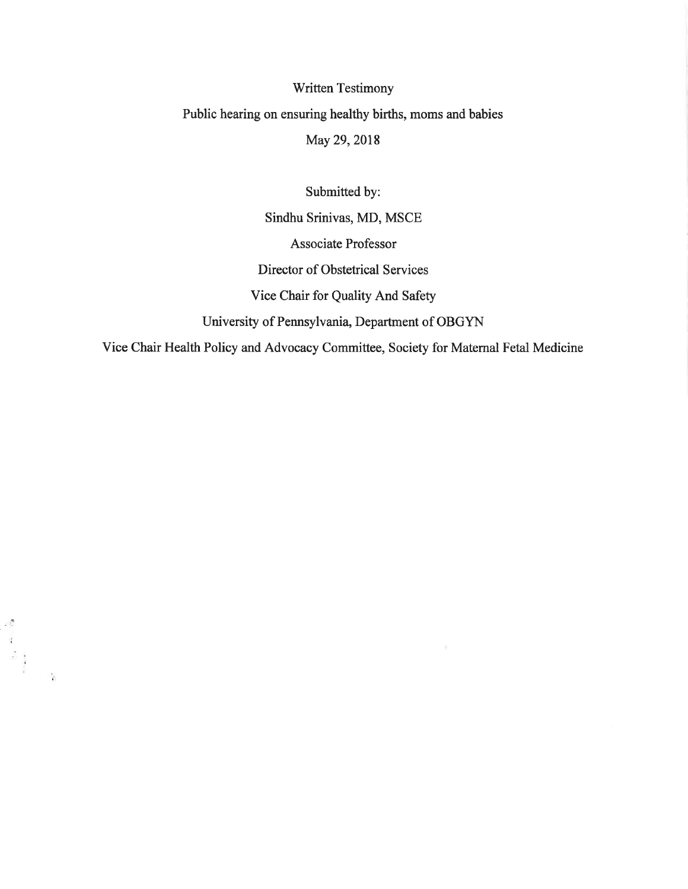Written Testimony

Public hearing on ensuring healthy births, moms and babies

May 29, 2018

Submitted by:

Sindhu Srinivas, MD, MSCE

Associate Professor

Director of Obstetrical Services

Vice Chair for Quality And Safety

University of Pennsylvania, Department of OBGYN

Vice Chair Health Policy and Advocacy Committee, Society for Maternal Fetal Medicine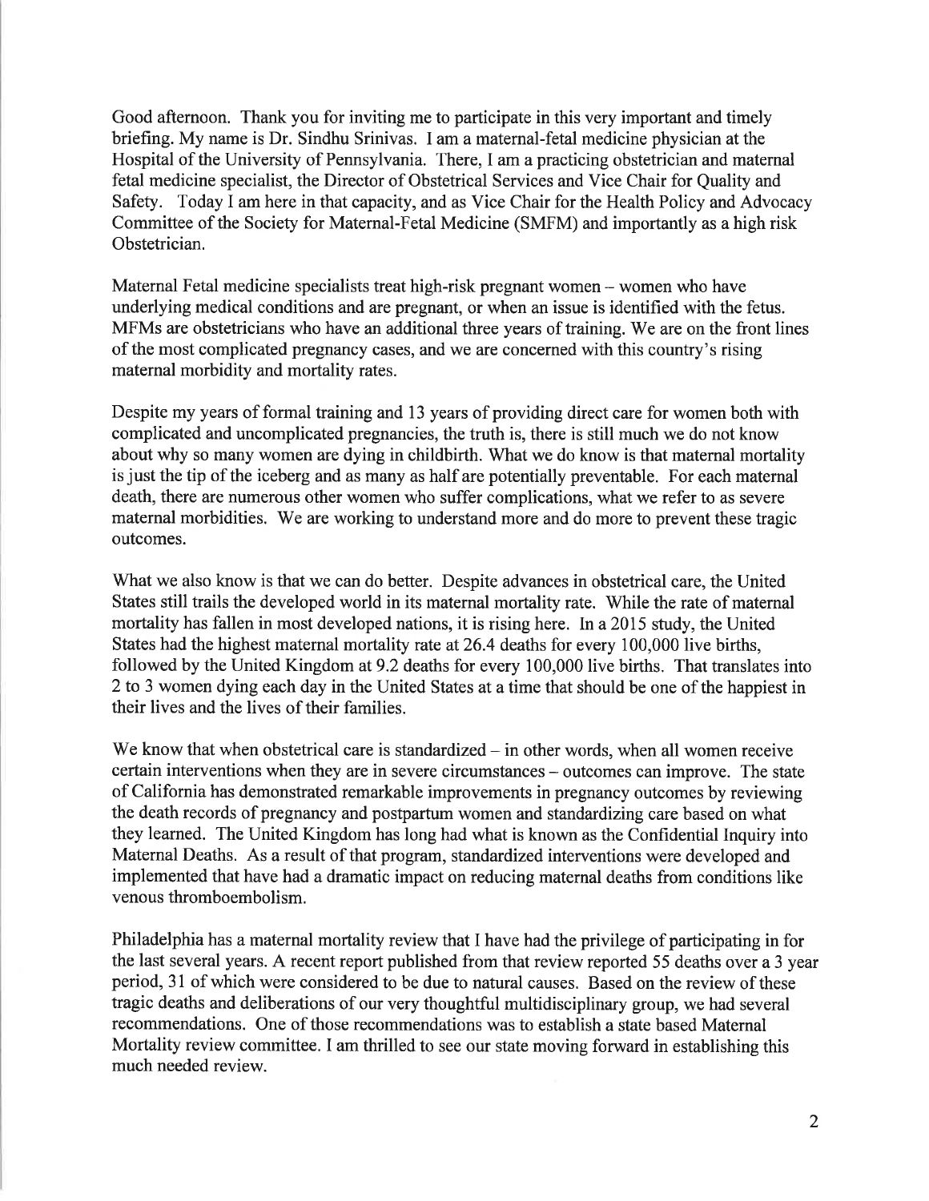Good afternoon. Thank you for inviting me to participate in this very important and timely briefing. My name is Dr. Sindhu Srinivas. I am a maternal-fetal medicine physician at the Hospital of the University of Pennsylvania. There, I am a practicing obstetrician and maternal fetal medicine specialist, the Director of Obstetrical Services and Vice Chair for Quality and Safety. Today I am here in that capacity, and as Vice Chair for the Health Policy and Advocacy Committee of the Society for Maternal-Fetal Medicine (SMFM) and importantly as a high risk Obstetrician.

Maternal Fetal medicine specialists treat high-risk pregnant women – women who have underlying medical conditions and are pregnant, or when an issue is identified with the fetus. MFMs are obstetricians who have an additional three years of training. We are on the front lines of the most complicated pregnancy cases, and we are concerned with this country's rising maternal morbidity and mortality rates.

Despite my years of formal training and 13 years of providing direct care for women both with complicated and uncomplicated pregnancies, the truth is, there is still much we do not know about why so many women are dying in childbirth. What we do know is that maternal mortality is just the tip of the iceberg and as many as half are potentially preventable. For each maternal death, there are numerous other women who suffer complications, what we refer to as severe maternal morbidities. We are working to understand more and do more to prevent these tragic outcomes.

What we also know is that we can do better. Despite advances in obstetrical care, the United States still trails the developed world in its maternal mortality rate. While the rate of maternal mortality has fallen in most developed nations, it is rising here. In a 2015 study, the United States had the highest maternal mortality rate at 26.4 deaths for every 100,000 live births, followed by the United Kingdom at 9.2 deaths for every 100,000 live births. That translates into 2 to 3 women dying each day in the United States at a time that should be one of the happiest in their lives and the lives of their families.

We know that when obstetrical care is standardized – in other words, when all women receive certain interventions when they are in severe circumstances – outcomes can improve. The state of California has demonstrated remarkable improvements in pregnancy outcomes by reviewing the death records of pregnancy and postpartum women and standardizing care based on what they learned. The United Kingdom has long had what is known as the Confidential Inquiry into Maternal Deaths. As a result of that program, standardized interventions were developed and implemented that have had a dramatic impact on reducing maternal deaths from conditions like venous thromboembolism.

Philadelphia has a maternal mortality review that I have had the privilege of participating in for the last several years. A recent report published from that review reported 55 deaths over a 3 year period, 31 of which were considered to be due to natural causes. Based on the review of these tragic deaths and deliberations of our very thoughtful multidisciplinary group, we had several recommendations. One of those recommendations was to establish a state based Maternal Mortality review committee. I am thrilled to see our state moving forward in establishing this much needed review.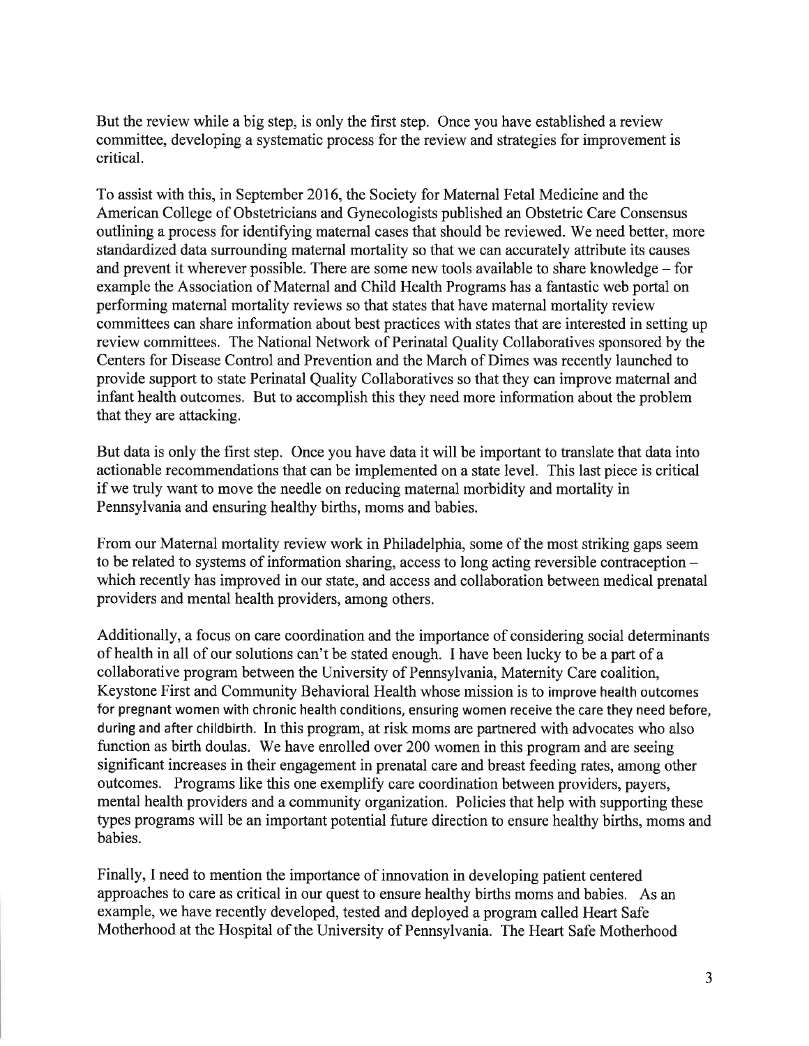But the review while a big step, is only the first step. Once you have established a review committee, developing a systematic process for the review and strategies for improvement is critical.

To assist with this, in September 2016, the Society for Maternal Fetal Medicine and the American College of Obstetricians and Gynecologists published an Obstetric Care Consensus outlining a process for identifying maternal cases that should be reviewed. We need better, more standardized data surrounding maternal mortality so that we can accurately attribute its causes and prevent it wherever possible. There are some new tools available to share knowledge – for example the Association of Maternal and Child Health Programs has a fantastic web portal on performing maternal mortality reviews so that states that have maternal mortality review committees can share information about best practices with states that are interested in setting up review committees. The National Network of Perinatal Quality Collaboratives sponsored by the Centers for Disease Control and Prevention and the March of Dimes was recently launched to provide support to state Perinatal Quality Collaboratives so that they can improve maternal and infant health outcomes. But to accomplish this they need more information about the problem that they are attacking.

But data is only the first step. Once you have data it will be important to translate that data into actionable recommendations that can be implemented on a state level. This last piece is critical if we truly want to move the needle on reducing maternal morbidity and mortality in Pennsylvania and ensuring healthy births, moms and babies.

From our Maternal mortality review work in Philadelphia, some of the most striking gaps seem to be related to systems of information sharing, access to long acting reversible contraception – which recently has improved in our state, and access and collaboration between medical prenatal providers and mental health providers, among others.

Additionally, a focus on care coordination and the importance of considering social determinants of health in all of our solutions can't be stated enough. I have been lucky to be a part of a collaborative program between the University of Pennsylvania, Maternity Care coalition, Keystone First and Community Behavioral Health whose mission is to improve health outcomes for pregnant women with chronic health conditions, ensuring women receive the care they need before, during and after childbirth. In this program, at risk moms are partnered with advocates who also function as birth doulas. We have enrolled over 200 women in this program and are seeing significant increases in their engagement in prenatal care and breast feeding rates, among other outcomes. Programs like this one exemplify care coordination between providers, payers, mental health providers and a community organization. Policies that help with supporting these types programs will be an important potential future direction to ensure healthy births, moms and babies.

Finally, I need to mention the importance of innovation in developing patient centered approaches to care as critical in our quest to ensure healthy births moms and babies. As an example, we have recently developed, tested and deployed a program called Heart Safe Motherhood at the Hospital of the University of Pennsylvania. The Heart Safe Motherhood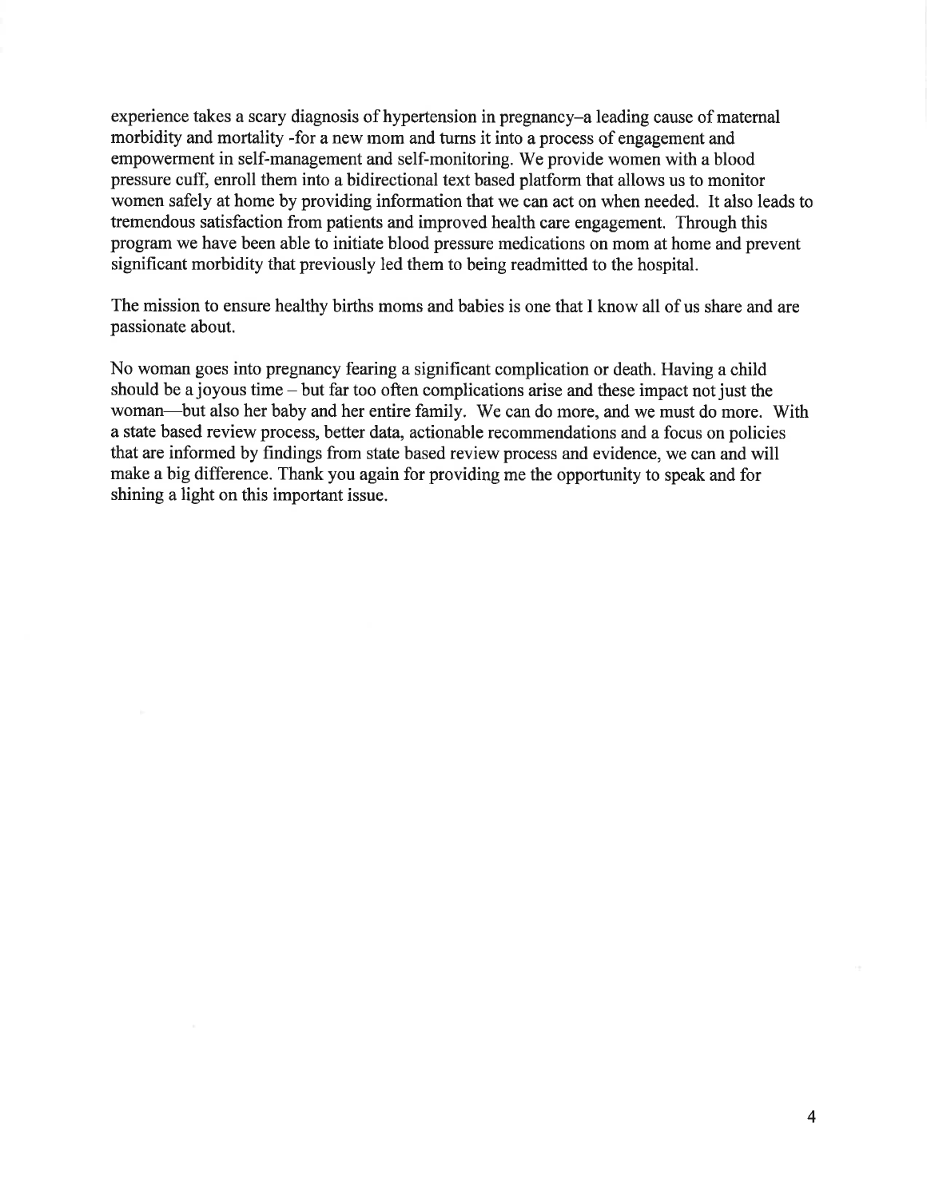experience takes a scary diagnosis of hypertension in pregnancy–a leading cause of maternal morbidity and mortality -for a new mom and turns it into a process of engagement and empowerment in self-management and self-monitoring. We provide women with a blood pressure cuff, enroll them into a bidirectional text based platform that allows us to monitor women safely at home by providing information that we can act on when needed. It also leads to tremendous satisfaction from patients and improved health care engagement. Through this program we have been able to initiate blood pressure medications on mom at home and prevent significant morbidity that previously led them to being readmitted to the hospital.

The mission to ensure healthy births moms and babies is one that I know all of us share and are passionate about.

No woman goes into pregnancy fearing a significant complication or death. Having a child should be a joyous time – but far too often complications arise and these impact not just the woman—but also her baby and her entire family. We can do more, and we must do more. With a state based review process, better data, actionable recommendations and a focus on policies that are informed by findings from state based review process and evidence, we can and will make a big difference. Thank you again for providing me the opportunity to speak and for shining a light on this important issue.